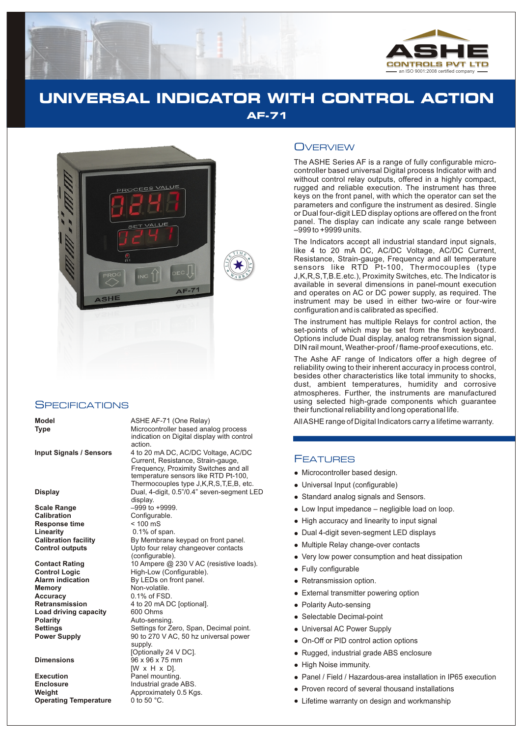ASHE
CONTROLS PVT LTD
an ISO 9001:2008 certified company

# UNIVERSAL INDICATOR WITH CONTROL ACTION

## AF-71

## Overview

The ASHE Series AF is a range of fully configurable micro-controller based universal Digital process Indicator with and without control relay outputs, offered in a highly compact, rugged and reliable execution. The instrument has three keys on the front panel, with which the operator can set the parameters and configure the instrument as desired. Single or Dual four-digit LED display options are offered on the front panel. The display can indicate any scale range between –999 to +9999 units.

The Indicators accept all industrial standard input signals, like 4 to 20 mA DC, AC/DC Voltage, AC/DC Current, Resistance, Strain-gauge, Frequency and all temperature sensors like RTD Pt-100, Thermocouples (type J,K,R,S,T,B.E.etc.), Proximity Switches, etc. The Indicator is available in several dimensions in panel-mount execution and operates on AC or DC power supply, as required. The instrument may be used in either two-wire or four-wire configuration and is calibrated as specified.

The instrument has multiple Relays for control action, the set-points of which may be set from the front keyboard. Options include Dual display, analog retransmission signal, DIN rail mount, Weather-proof / flame-proof executions, etc.

The Ashe AF range of Indicators offer a high degree of reliability owing to their inherent accuracy in process control, besides other characteristics like total immunity to shocks, dust, ambient temperatures, humidity and corrosive atmospheres. Further, the instruments are manufactured using selected high-grade components which guarantee their functional reliability and long operational life.

All ASHE range of Digital Indicators carry a lifetime warranty.

## Specifications

| | |
|---|---|
| **Model** | ASHE AF-71 (One Relay) |
| **Type** | Microcontroller based analog process indication on Digital display with control action. |
| **Input Signals / Sensors** | 4 to 20 mA DC, AC/DC Voltage, AC/DC Current, Resistance, Strain-gauge, Frequency, Proximity Switches and all temperature sensors like RTD Pt-100, Thermocouples type J,K,R,S,T,E,B, etc. |
| **Display** | Dual, 4-digit, 0.5"/0.4" seven-segment LED display. |
| **Scale Range** | –999 to +9999. |
| **Calibration** | Configurable. |
| **Response time** | < 100 mS |
| **Linearity** | 0.1% of span. |
| **Calibration facility** | By Membrane keypad on front panel. |
| **Control outputs** | Upto four relay changeover contacts (configurable). |
| **Contact Rating** | 10 Ampere @ 230 V AC (resistive loads). |
| **Control Logic** | High-Low (Configurable). |
| **Alarm indication** | By LEDs on front panel. |
| **Memory** | Non-volatile. |
| **Accuracy** | 0.1% of FSD. |
| **Retransmission** | 4 to 20 mA DC [optional]. |
| **Load driving capacity** | 600 Ohms |
| **Polarity** | Auto-sensing. |
| **Settings** | Settings for Zero, Span, Decimal point. |
| **Power Supply** | 90 to 270 V AC, 50 hz universal power supply. [Optionally 24 V DC]. |
| **Dimensions** | 96 x 96 x 75 mm [W x H x D]. |
| **Execution** | Panel mounting. |
| **Enclosure** | Industrial grade ABS. |
| **Weight** | Approximately 0.5 Kgs. |
| **Operating Temperature** | 0 to 50 °C. |

## Features

- Microcontroller based design.
- Universal Input (configurable)
- Standard analog signals and Sensors.
- Low Input impedance – negligible load on loop.
- High accuracy and linearity to input signal
- Dual 4-digit seven-segment LED displays
- Multiple Relay change-over contacts
- Very low power consumption and heat dissipation
- Fully configurable
- Retransmission option.
- External transmitter powering option
- Polarity Auto-sensing
- Selectable Decimal-point
- Universal AC Power Supply
- On-Off or PID control action options
- Rugged, industrial grade ABS enclosure
- High Noise immunity.
- Panel / Field / Hazardous-area installation in IP65 execution
- Proven record of several thousand installations
- Lifetime warranty on design and workmanship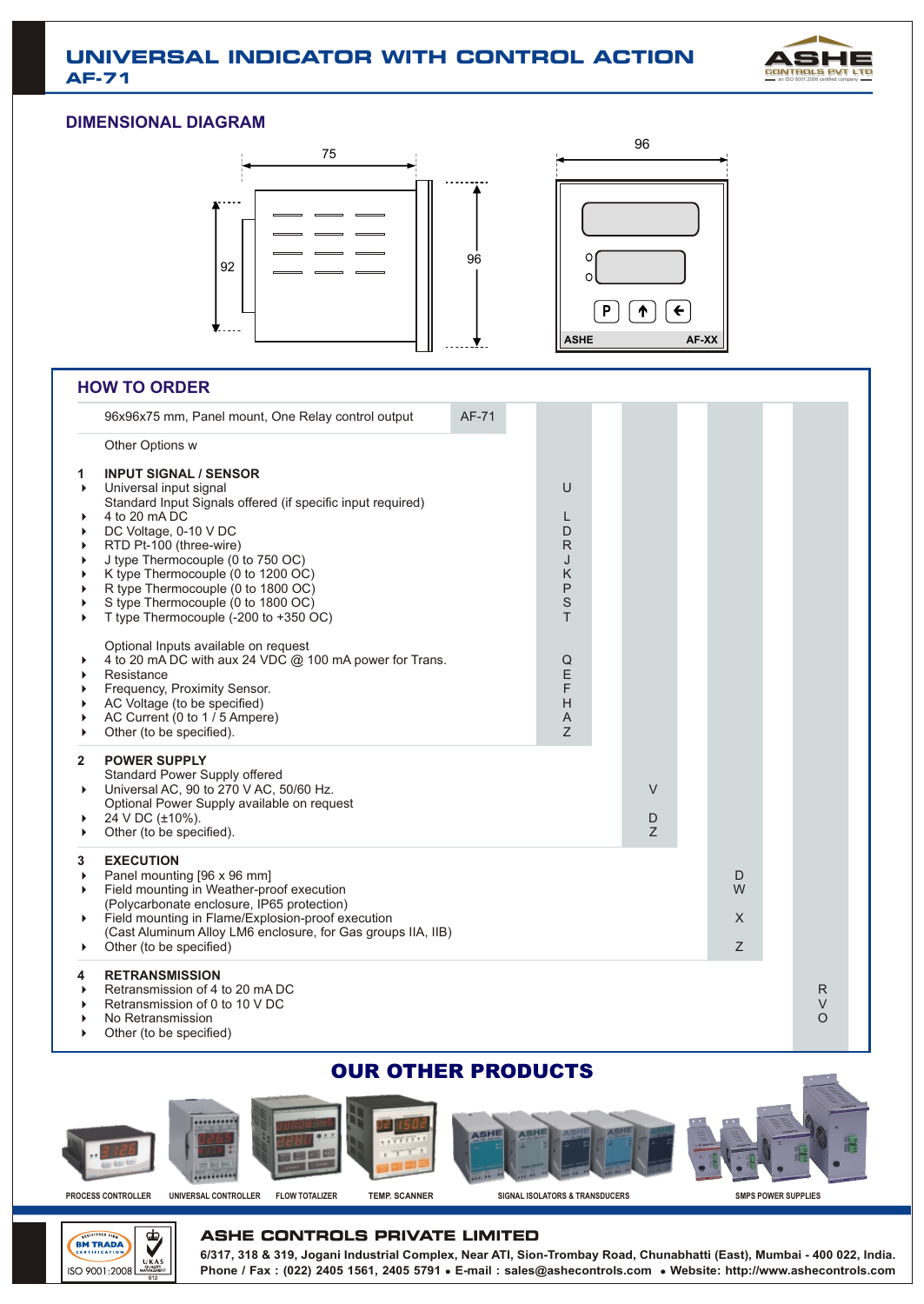# UNIVERSAL INDICATOR WITH CONTROL ACTION

## AF-71

ASHE CONTROLS PVT LTD

## DIMENSIONAL DIAGRAM

75

92

96

96

P

ASHE AF-XX

## HOW TO ORDER

| | | | | | | |
|---|---|---|---|---|---|---|
| | 96x96x75 mm, Panel mount, One Relay control output | AF-71 | | | | |
| | Other Options w | | | | | |
| **1** | **INPUT SIGNAL / SENSOR** | | | | | |
| ‣ | Universal input signal | | U | | | |
| | Standard Input Signals offered (if specific input required) | | | | | |
| ‣ | 4 to 20 mA DC | | L | | | |
| ‣ | DC Voltage, 0-10 V DC | | D | | | |
| ‣ | RTD Pt-100 (three-wire) | | R | | | |
| ‣ | J type Thermocouple (0 to 750 OC) | | J | | | |
| ‣ | K type Thermocouple (0 to 1200 OC) | | K | | | |
| ‣ | R type Thermocouple (0 to 1800 OC) | | P | | | |
| ‣ | S type Thermocouple (0 to 1800 OC) | | S | | | |
| ‣ | T type Thermocouple (-200 to +350 OC) | | T | | | |
| | Optional Inputs available on request | | | | | |
| ‣ | 4 to 20 mA DC with aux 24 VDC @ 100 mA power for Trans. | | Q | | | |
| ‣ | Resistance | | E | | | |
| ‣ | Frequency, Proximity Sensor. | | F | | | |
| ‣ | AC Voltage (to be specified) | | H | | | |
| ‣ | AC Current (0 to 1 / 5 Ampere) | | A | | | |
| ‣ | Other (to be specified). | | Z | | | |
| **2** | **POWER SUPPLY** | | | | | |
| | Standard Power Supply offered | | | | | |
| ‣ | Universal AC, 90 to 270 V AC, 50/60 Hz. | | | V | | |
| | Optional Power Supply available on request | | | | | |
| ‣ | 24 V DC (±10%). | | | D | | |
| ‣ | Other (to be specified). | | | Z | | |
| **3** | **EXECUTION** | | | | | |
| ‣ | Panel mounting [96 x 96 mm] | | | | D | |
| ‣ | Field mounting in Weather-proof execution (Polycarbonate enclosure, IP65 protection) | | | | W | |
| ‣ | Field mounting in Flame/Explosion-proof execution (Cast Aluminum Alloy LM6 enclosure, for Gas groups IIA, IIB) | | | | X | |
| ‣ | Other (to be specified) | | | | Z | |
| **4** | **RETRANSMISSION** | | | | | |
| ‣ | Retransmission of 4 to 20 mA DC | | | | | R |
| ‣ | Retransmission of 0 to 10 V DC | | | | | V |
| ‣ | No Retransmission | | | | | O |
| ‣ | Other (to be specified) | | | | | |

## OUR OTHER PRODUCTS

PROCESS CONTROLLER | UNIVERSAL CONTROLLER | FLOW TOTALIZER | TEMP. SCANNER | SIGNAL ISOLATORS & TRANSDUCERS | SMPS POWER SUPPLIES

ISO 9001:2008

**ASHE CONTROLS PRIVATE LIMITED**

6/317, 318 & 319, Jogani Industrial Complex, Near ATI, Sion-Trombay Road, Chunabhatti (East), Mumbai - 400 022, India.
Phone / Fax : (022) 2405 1561, 2405 5791 • E-mail : sales@ashecontrols.com • Website: http://www.ashecontrols.com